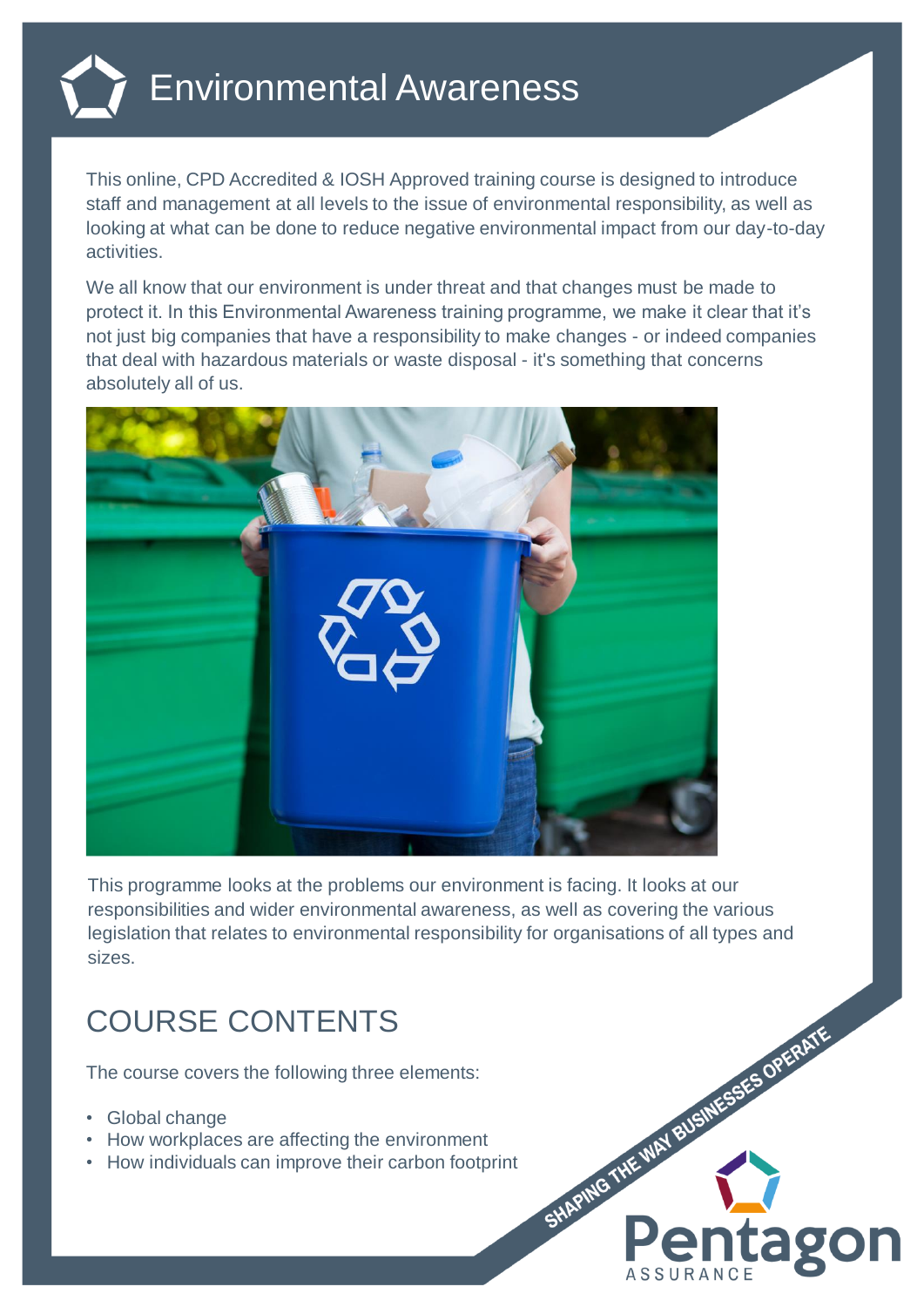# Environmental Awareness

This online, CPD Accredited & IOSH Approved training course is designed to introduce staff and management at all levels to the issue of environmental responsibility, as well as looking at what can be done to reduce negative environmental impact from our day-to-day activities.

We all know that our environment is under threat and that changes must be made to protect it. In this Environmental Awareness training programme, we make it clear that it's not just big companies that have a responsibility to make changes - or indeed companies that deal with hazardous materials or waste disposal - it's something that concerns absolutely all of us.

This programme looks at the problems our environment is facing. It looks at our responsibilities and wider environmental awareness, as well as covering the various legislation that relates to environmental responsibility for organisations of all types and sizes.

## COURSE CONTENTS

The course covers the following three elements:

- Global change
- How workplaces are affecting the environment
- How individuals can improve their carbon footprint

SHAPING THE WAY BUSINESSES OPERATE

Pentagon ASSURANCE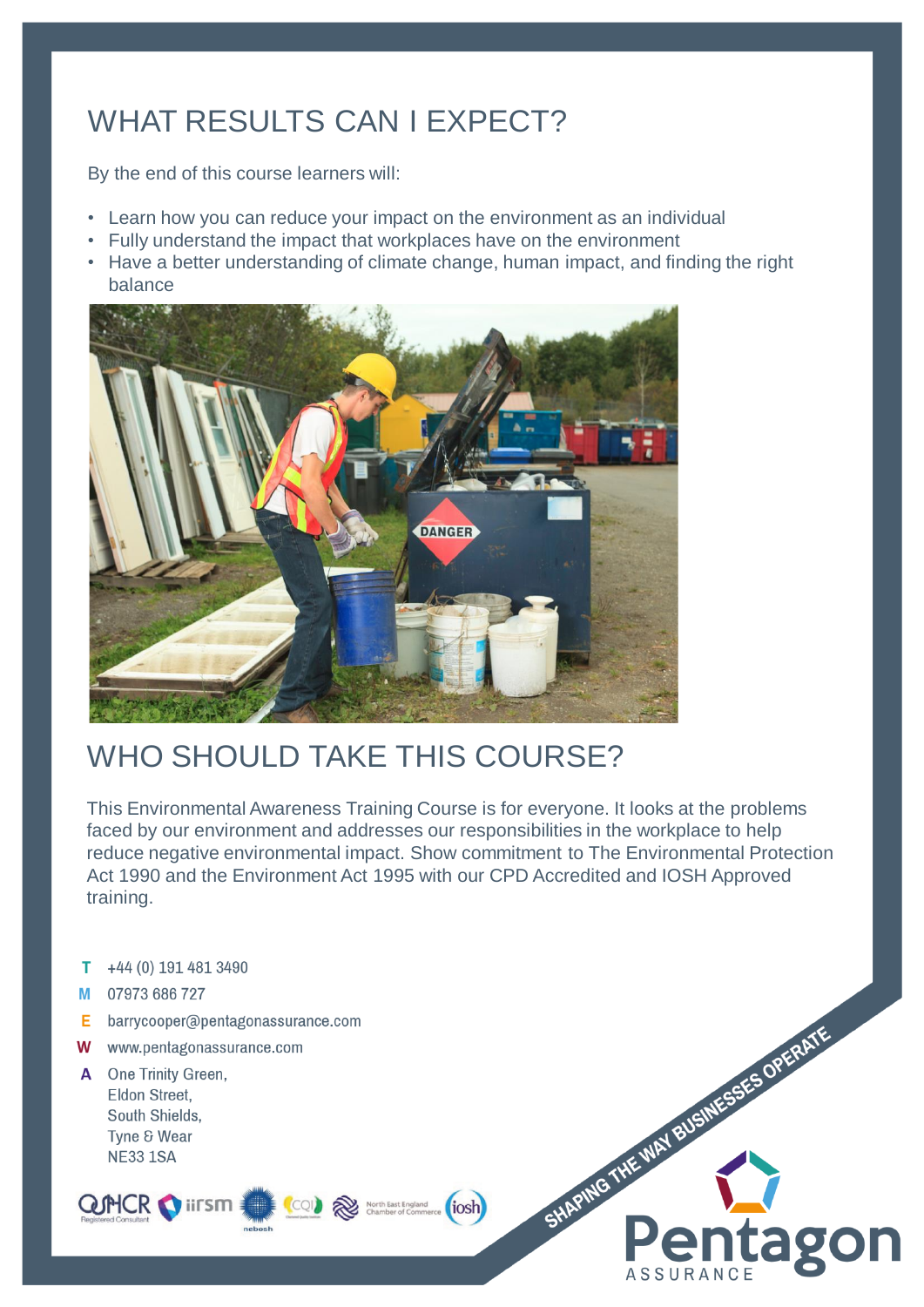## WHAT RESULTS CAN I EXPECT?

By the end of this course learners will:

- Learn how you can reduce your impact on the environment as an individual
- Fully understand the impact that workplaces have on the environment
- Have a better understanding of climate change, human impact, and finding the right balance

## WHO SHOULD TAKE THIS COURSE?

This Environmental Awareness Training Course is for everyone. It looks at the problems faced by our environment and addresses our responsibilities in the workplace to help reduce negative environmental impact. Show commitment to The Environmental Protection Act 1990 and the Environment Act 1995 with our CPD Accredited and IOSH Approved training.

**T** +44 (0) 191 481 3490
**M** 07973 686 727
**E** barrycooper@pentagonassurance.com
**W** www.pentagonassurance.com
**A** One Trinity Green,
Eldon Street,
South Shields,
Tyne & Wear
NE33 1SA

SHAPING THE WAY BUSINESSES OPERATE

Pentagon ASSURANCE